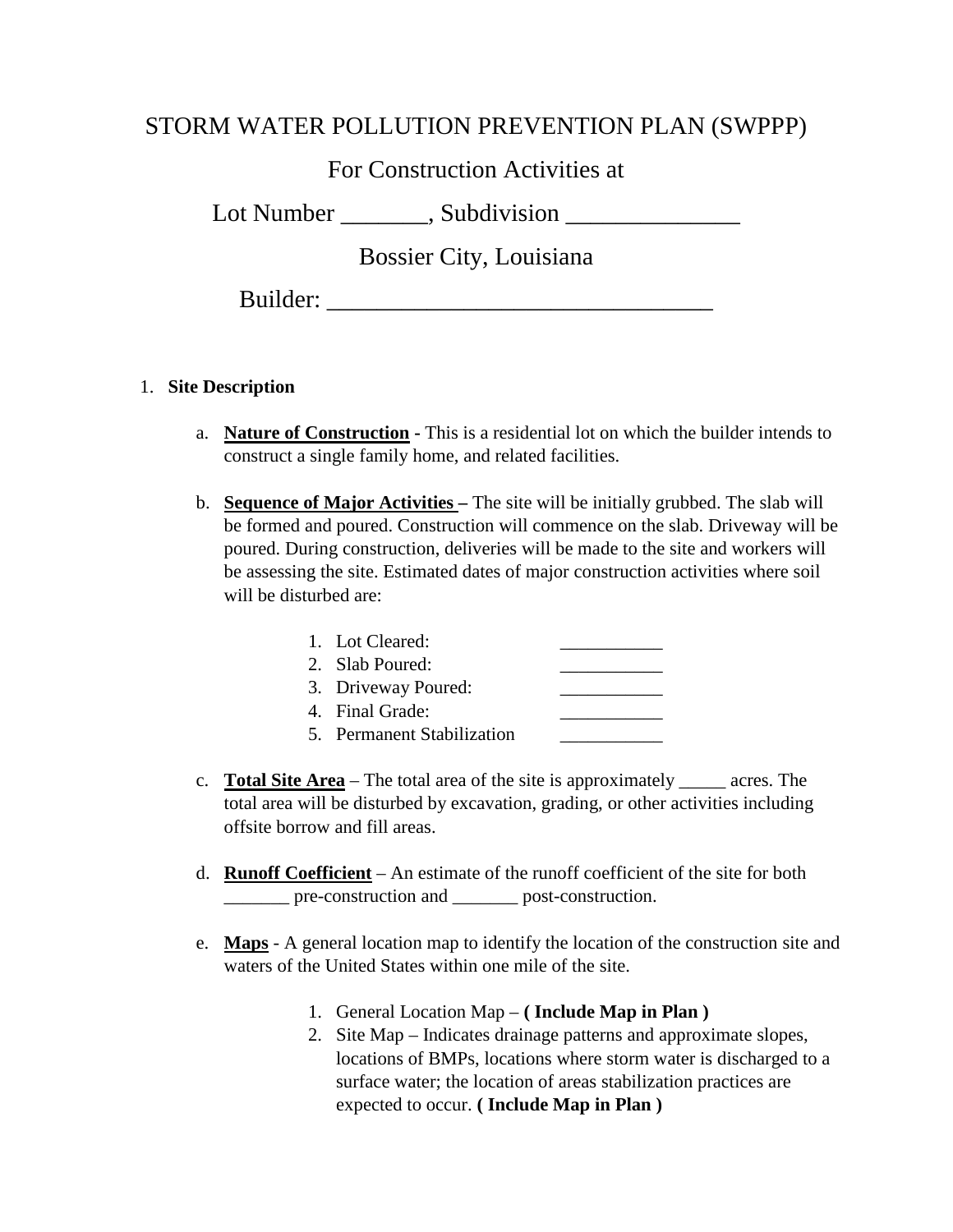# STORM WATER POLLUTION PREVENTION PLAN (SWPPP)

For Construction Activities at

Lot Number _______, Subdivision ______________

Bossier City, Louisiana

Builder: _______________________________

1. **Site Description**

   a. **<u>Nature of Construction</u>** - This is a residential lot on which the builder intends to construct a single family home, and related facilities.

   b. **<u>Sequence of Major Activities</u> –** The site will be initially grubbed. The slab will be formed and poured. Construction will commence on the slab. Driveway will be poured. During construction, deliveries will be made to the site and workers will be assessing the site. Estimated dates of major construction activities where soil will be disturbed are:

      1. Lot Cleared: ___________
      2. Slab Poured: ___________
      3. Driveway Poured: ___________
      4. Final Grade: ___________
      5. Permanent Stabilization ___________

   c. **<u>Total Site Area</u>** – The total area of the site is approximately _____ acres. The total area will be disturbed by excavation, grading, or other activities including offsite borrow and fill areas.

   d. **<u>Runoff Coefficient</u>** – An estimate of the runoff coefficient of the site for both _______ pre-construction and _______ post-construction.

   e. **<u>Maps</u>** - A general location map to identify the location of the construction site and waters of the United States within one mile of the site.

      1. General Location Map – **( Include Map in Plan )**
      2. Site Map – Indicates drainage patterns and approximate slopes, locations of BMPs, locations where storm water is discharged to a surface water; the location of areas stabilization practices are expected to occur. **( Include Map in Plan )**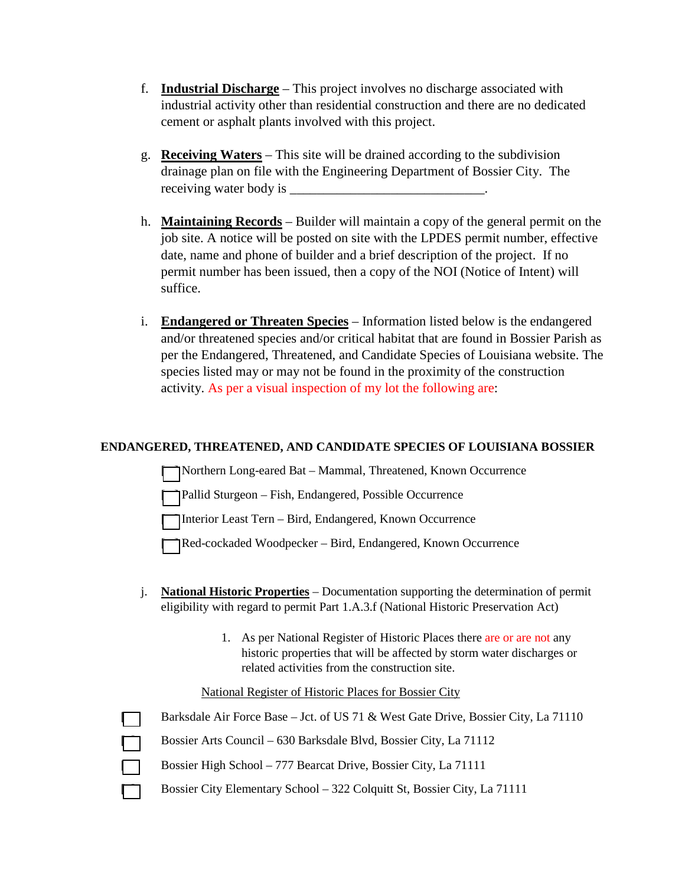f. **Industrial Discharge** – This project involves no discharge associated with industrial activity other than residential construction and there are no dedicated cement or asphalt plants involved with this project.

g. **Receiving Waters** – This site will be drained according to the subdivision drainage plan on file with the Engineering Department of Bossier City. The receiving water body is _____________________________.

h. **Maintaining Records** – Builder will maintain a copy of the general permit on the job site. A notice will be posted on site with the LPDES permit number, effective date, name and phone of builder and a brief description of the project. If no permit number has been issued, then a copy of the NOI (Notice of Intent) will suffice.

i. **Endangered or Threaten Species** – Information listed below is the endangered and/or threatened species and/or critical habitat that are found in Bossier Parish as per the Endangered, Threatened, and Candidate Species of Louisiana website. The species listed may or may not be found in the proximity of the construction activity. As per a visual inspection of my lot the following are:

**ENDANGERED, THREATENED, AND CANDIDATE SPECIES OF LOUISIANA BOSSIER**

- ☐ Northern Long-eared Bat – Mammal, Threatened, Known Occurrence
- ☐ Pallid Sturgeon – Fish, Endangered, Possible Occurrence
- ☐ Interior Least Tern – Bird, Endangered, Known Occurrence
- ☐ Red-cockaded Woodpecker – Bird, Endangered, Known Occurrence

j. **National Historic Properties** – Documentation supporting the determination of permit eligibility with regard to permit Part 1.A.3.f (National Historic Preservation Act)

1. As per National Register of Historic Places there are or are not any historic properties that will be affected by storm water discharges or related activities from the construction site.

National Register of Historic Places for Bossier City

- ☐ Barksdale Air Force Base – Jct. of US 71 & West Gate Drive, Bossier City, La 71110
- ☐ Bossier Arts Council – 630 Barksdale Blvd, Bossier City, La 71112
- ☐ Bossier High School – 777 Bearcat Drive, Bossier City, La 71111
- ☐ Bossier City Elementary School – 322 Colquitt St, Bossier City, La 71111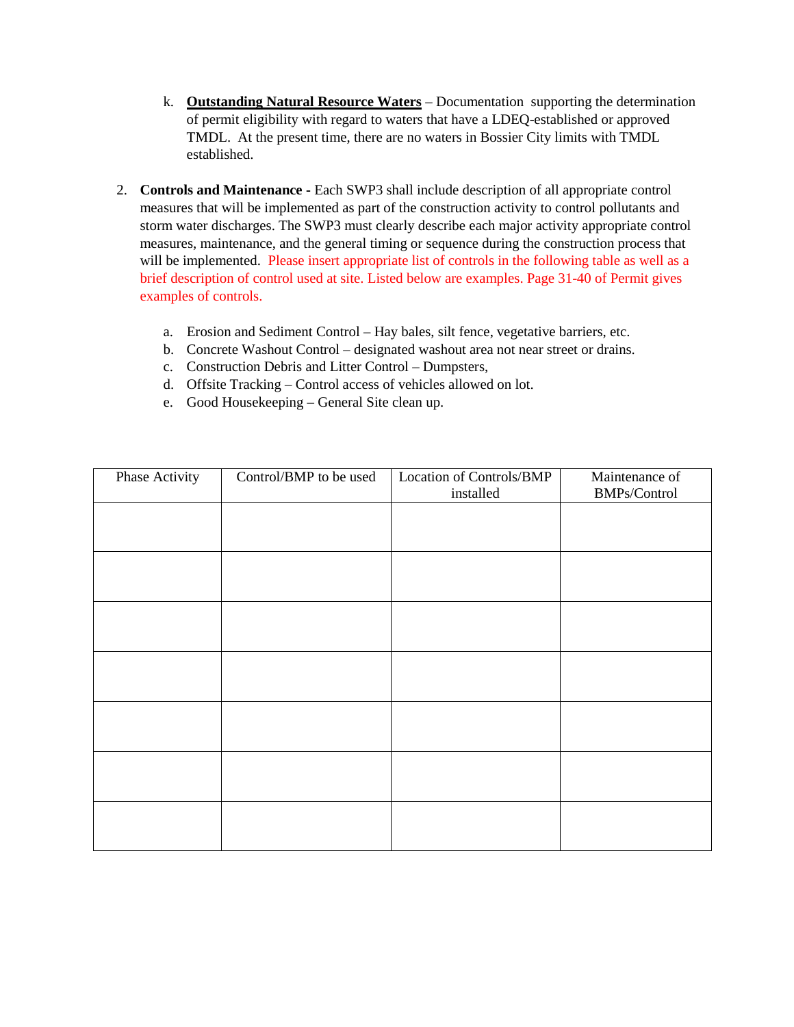k. **Outstanding Natural Resource Waters** – Documentation supporting the determination of permit eligibility with regard to waters that have a LDEQ-established or approved TMDL. At the present time, there are no waters in Bossier City limits with TMDL established.

2. **Controls and Maintenance -** Each SWP3 shall include description of all appropriate control measures that will be implemented as part of the construction activity to control pollutants and storm water discharges. The SWP3 must clearly describe each major activity appropriate control measures, maintenance, and the general timing or sequence during the construction process that will be implemented. Please insert appropriate list of controls in the following table as well as a brief description of control used at site. Listed below are examples. Page 31-40 of Permit gives examples of controls.

   a. Erosion and Sediment Control – Hay bales, silt fence, vegetative barriers, etc.
   b. Concrete Washout Control – designated washout area not near street or drains.
   c. Construction Debris and Litter Control – Dumpsters,
   d. Offsite Tracking – Control access of vehicles allowed on lot.
   e. Good Housekeeping – General Site clean up.

| Phase Activity | Control/BMP to be used | Location of Controls/BMP installed | Maintenance of BMPs/Control |
|---|---|---|---|
| | | | |
| | | | |
| | | | |
| | | | |
| | | | |
| | | | |
| | | | |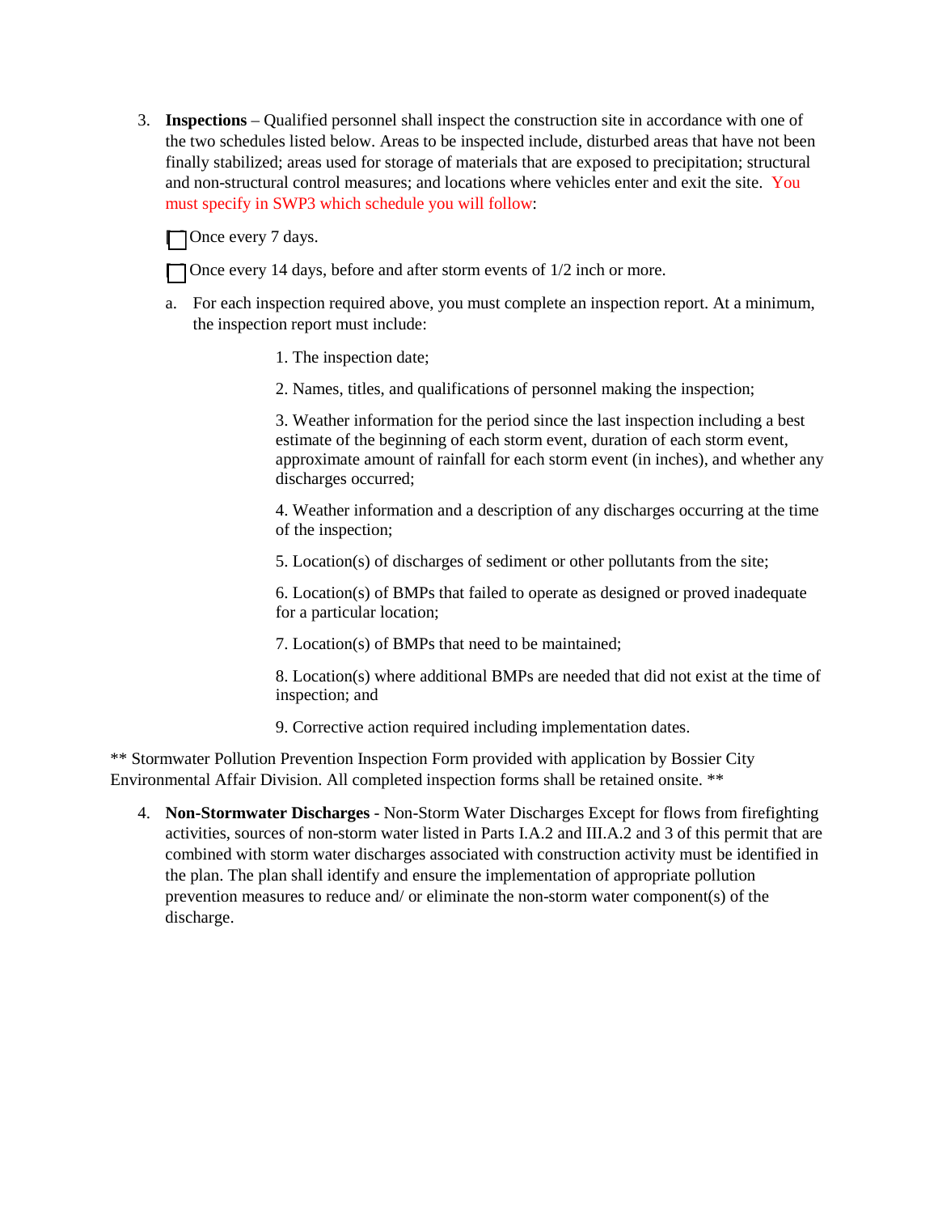3. **Inspections** – Qualified personnel shall inspect the construction site in accordance with one of the two schedules listed below. Areas to be inspected include, disturbed areas that have not been finally stabilized; areas used for storage of materials that are exposed to precipitation; structural and non-structural control measures; and locations where vehicles enter and exit the site. You must specify in SWP3 which schedule you will follow:

   ☐ Once every 7 days.

   ☐ Once every 14 days, before and after storm events of 1/2 inch or more.

   a. For each inspection required above, you must complete an inspection report. At a minimum, the inspection report must include:

      1. The inspection date;

      2. Names, titles, and qualifications of personnel making the inspection;

      3. Weather information for the period since the last inspection including a best estimate of the beginning of each storm event, duration of each storm event, approximate amount of rainfall for each storm event (in inches), and whether any discharges occurred;

      4. Weather information and a description of any discharges occurring at the time of the inspection;

      5. Location(s) of discharges of sediment or other pollutants from the site;

      6. Location(s) of BMPs that failed to operate as designed or proved inadequate for a particular location;

      7. Location(s) of BMPs that need to be maintained;

      8. Location(s) where additional BMPs are needed that did not exist at the time of inspection; and

      9. Corrective action required including implementation dates.

** Stormwater Pollution Prevention Inspection Form provided with application by Bossier City Environmental Affair Division. All completed inspection forms shall be retained onsite. **

4. **Non-Stormwater Discharges** - Non-Storm Water Discharges Except for flows from firefighting activities, sources of non-storm water listed in Parts I.A.2 and III.A.2 and 3 of this permit that are combined with storm water discharges associated with construction activity must be identified in the plan. The plan shall identify and ensure the implementation of appropriate pollution prevention measures to reduce and/ or eliminate the non-storm water component(s) of the discharge.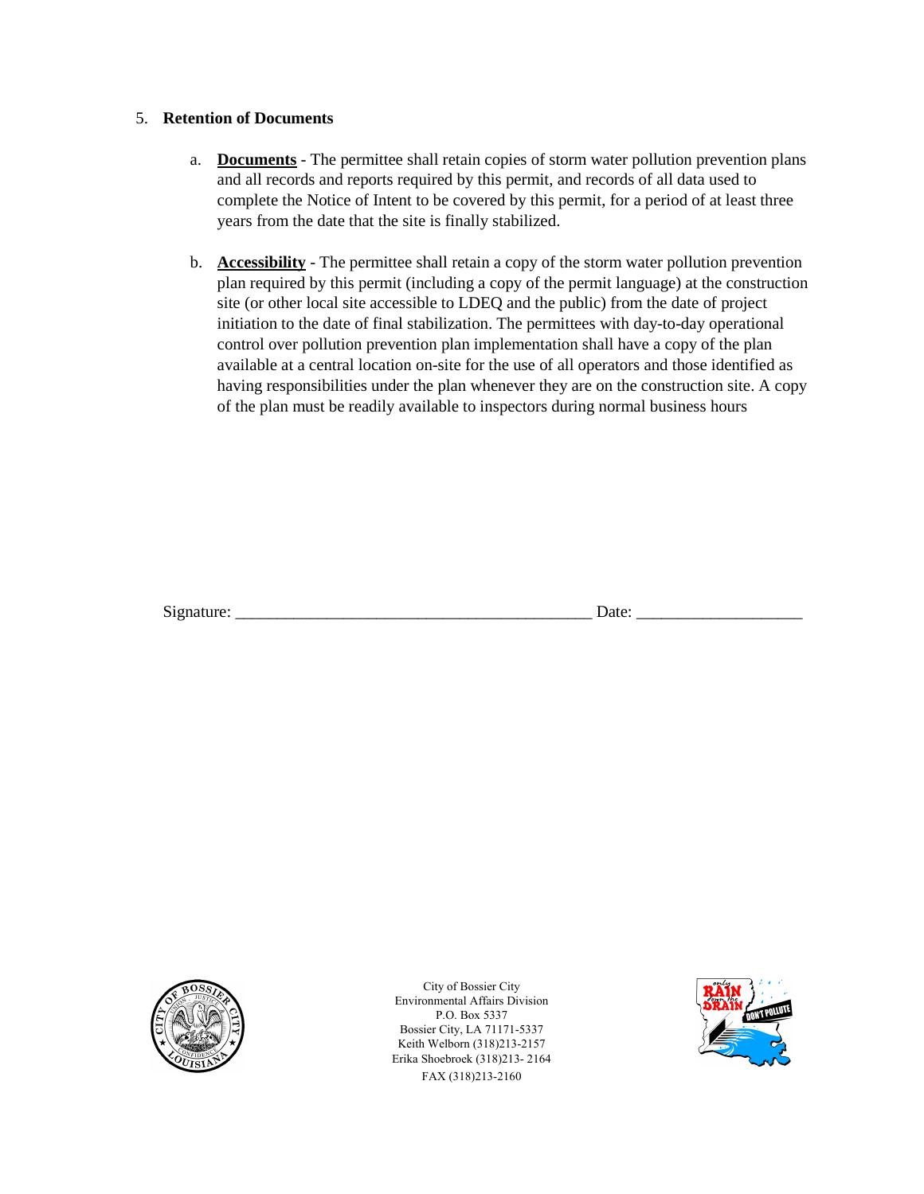5. **Retention of Documents**

   a. **<u>Documents</u>** - The permittee shall retain copies of storm water pollution prevention plans and all records and reports required by this permit, and records of all data used to complete the Notice of Intent to be covered by this permit, for a period of at least three years from the date that the site is finally stabilized.

   b. **<u>Accessibility</u>** - The permittee shall retain a copy of the storm water pollution prevention plan required by this permit (including a copy of the permit language) at the construction site (or other local site accessible to LDEQ and the public) from the date of project initiation to the date of final stabilization. The permittees with day-to-day operational control over pollution prevention plan implementation shall have a copy of the plan available at a central location on-site for the use of all operators and those identified as having responsibilities under the plan whenever they are on the construction site. A copy of the plan must be readily available to inspectors during normal business hours

Signature: ___________________________________________ Date: ____________________

City of Bossier City
Environmental Affairs Division
P.O. Box 5337
Bossier City, LA 71171-5337
Keith Welborn (318)213-2157
Erika Shoebroek (318)213- 2164
FAX (318)213-2160